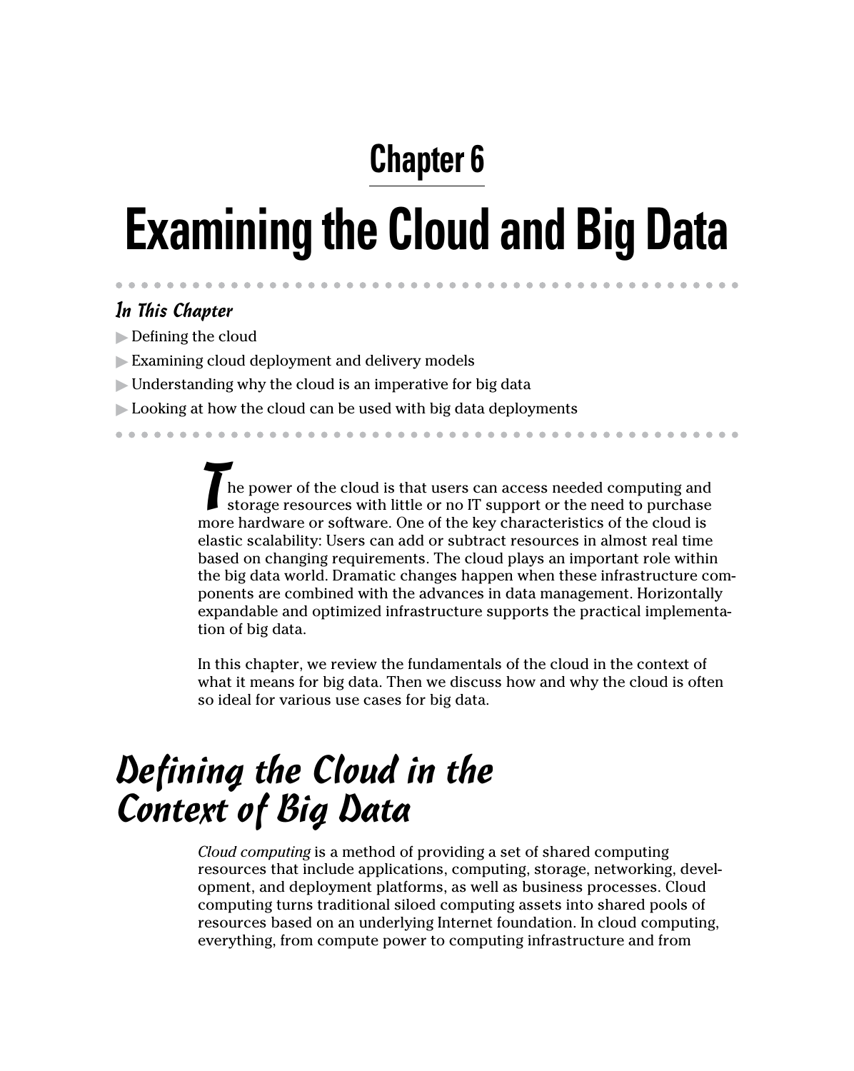# Chapter 6

# Examining the Cloud and Big Data

### *In This Chapter*

- Defining the cloud
- Examining cloud deployment and delivery models
- Understanding why the cloud is an imperative for big data
- Looking at how the cloud can be used with big data deployments

The power of the cloud is that users can access needed computing and storage resources with little or no IT support or the need to purchase more hardware or software. One of the key characteristics of the cloud is elastic scalability: Users can add or subtract resources in almost real time based on changing requirements. The cloud plays an important role within the big data world. Dramatic changes happen when these infrastructure components are combined with the advances in data management. Horizontally expandable and optimized infrastructure supports the practical implementation of big data.

In this chapter, we review the fundamentals of the cloud in the context of what it means for big data. Then we discuss how and why the cloud is often so ideal for various use cases for big data.

## *Defining the Cloud in the Context of Big Data*

*Cloud computing* is a method of providing a set of shared computing resources that include applications, computing, storage, networking, development, and deployment platforms, as well as business processes. Cloud computing turns traditional siloed computing assets into shared pools of resources based on an underlying Internet foundation. In cloud computing, everything, from compute power to computing infrastructure and from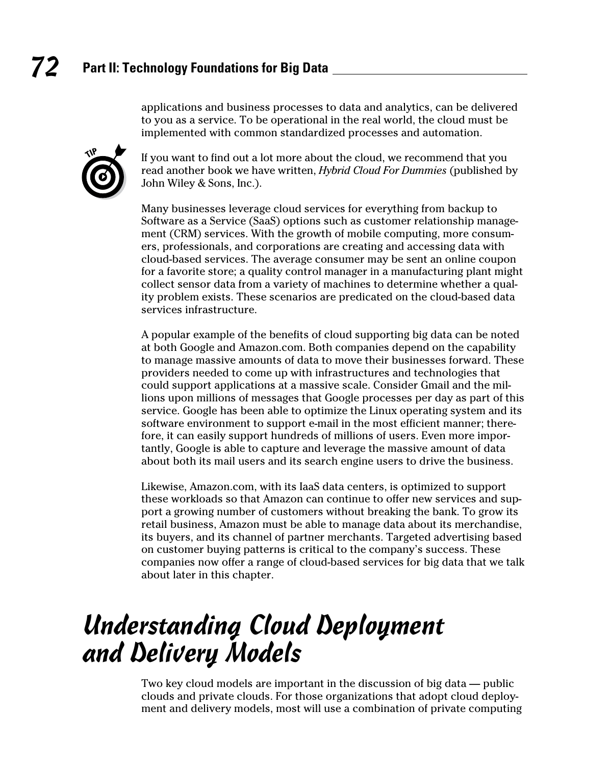applications and business processes to data and analytics, can be delivered to you as a service. To be operational in the real world, the cloud must be implemented with common standardized processes and automation.

TIP

If you want to find out a lot more about the cloud, we recommend that you read another book we have written, *Hybrid Cloud For Dummies* (published by John Wiley & Sons, Inc.).

Many businesses leverage cloud services for everything from backup to Software as a Service (SaaS) options such as customer relationship management (CRM) services. With the growth of mobile computing, more consumers, professionals, and corporations are creating and accessing data with cloud-based services. The average consumer may be sent an online coupon for a favorite store; a quality control manager in a manufacturing plant might collect sensor data from a variety of machines to determine whether a quality problem exists. These scenarios are predicated on the cloud-based data services infrastructure.

A popular example of the benefits of cloud supporting big data can be noted at both Google and Amazon.com. Both companies depend on the capability to manage massive amounts of data to move their businesses forward. These providers needed to come up with infrastructures and technologies that could support applications at a massive scale. Consider Gmail and the millions upon millions of messages that Google processes per day as part of this service. Google has been able to optimize the Linux operating system and its software environment to support e-mail in the most efficient manner; therefore, it can easily support hundreds of millions of users. Even more importantly, Google is able to capture and leverage the massive amount of data about both its mail users and its search engine users to drive the business.

Likewise, Amazon.com, with its IaaS data centers, is optimized to support these workloads so that Amazon can continue to offer new services and support a growing number of customers without breaking the bank. To grow its retail business, Amazon must be able to manage data about its merchandise, its buyers, and its channel of partner merchants. Targeted advertising based on customer buying patterns is critical to the company's success. These companies now offer a range of cloud-based services for big data that we talk about later in this chapter.

# Understanding Cloud Deployment and Delivery Models

Two key cloud models are important in the discussion of big data — public clouds and private clouds. For those organizations that adopt cloud deployment and delivery models, most will use a combination of private computing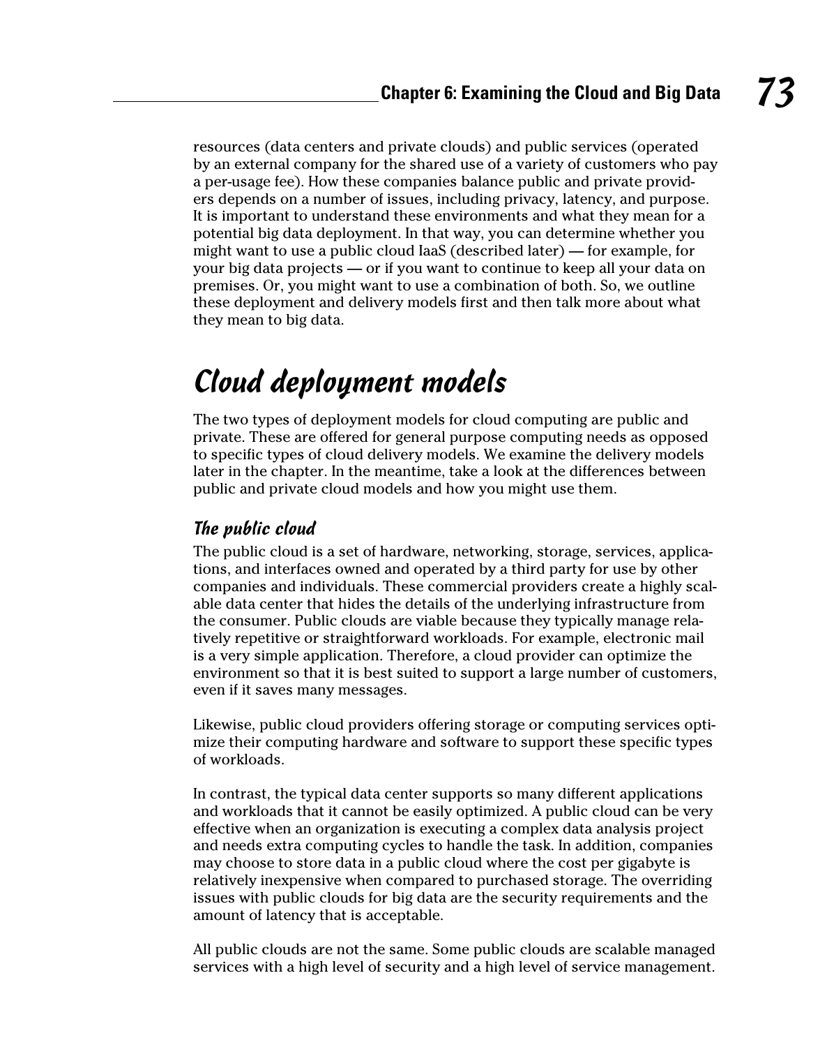resources (data centers and private clouds) and public services (operated by an external company for the shared use of a variety of customers who pay a per-usage fee). How these companies balance public and private providers depends on a number of issues, including privacy, latency, and purpose. It is important to understand these environments and what they mean for a potential big data deployment. In that way, you can determine whether you might want to use a public cloud IaaS (described later) — for example, for your big data projects — or if you want to continue to keep all your data on premises. Or, you might want to use a combination of both. So, we outline these deployment and delivery models first and then talk more about what they mean to big data.

## Cloud deployment models

The two types of deployment models for cloud computing are public and private. These are offered for general purpose computing needs as opposed to specific types of cloud delivery models. We examine the delivery models later in the chapter. In the meantime, take a look at the differences between public and private cloud models and how you might use them.

### The public cloud

The public cloud is a set of hardware, networking, storage, services, applications, and interfaces owned and operated by a third party for use by other companies and individuals. These commercial providers create a highly scalable data center that hides the details of the underlying infrastructure from the consumer. Public clouds are viable because they typically manage relatively repetitive or straightforward workloads. For example, electronic mail is a very simple application. Therefore, a cloud provider can optimize the environment so that it is best suited to support a large number of customers, even if it saves many messages.

Likewise, public cloud providers offering storage or computing services optimize their computing hardware and software to support these specific types of workloads.

In contrast, the typical data center supports so many different applications and workloads that it cannot be easily optimized. A public cloud can be very effective when an organization is executing a complex data analysis project and needs extra computing cycles to handle the task. In addition, companies may choose to store data in a public cloud where the cost per gigabyte is relatively inexpensive when compared to purchased storage. The overriding issues with public clouds for big data are the security requirements and the amount of latency that is acceptable.

All public clouds are not the same. Some public clouds are scalable managed services with a high level of security and a high level of service management.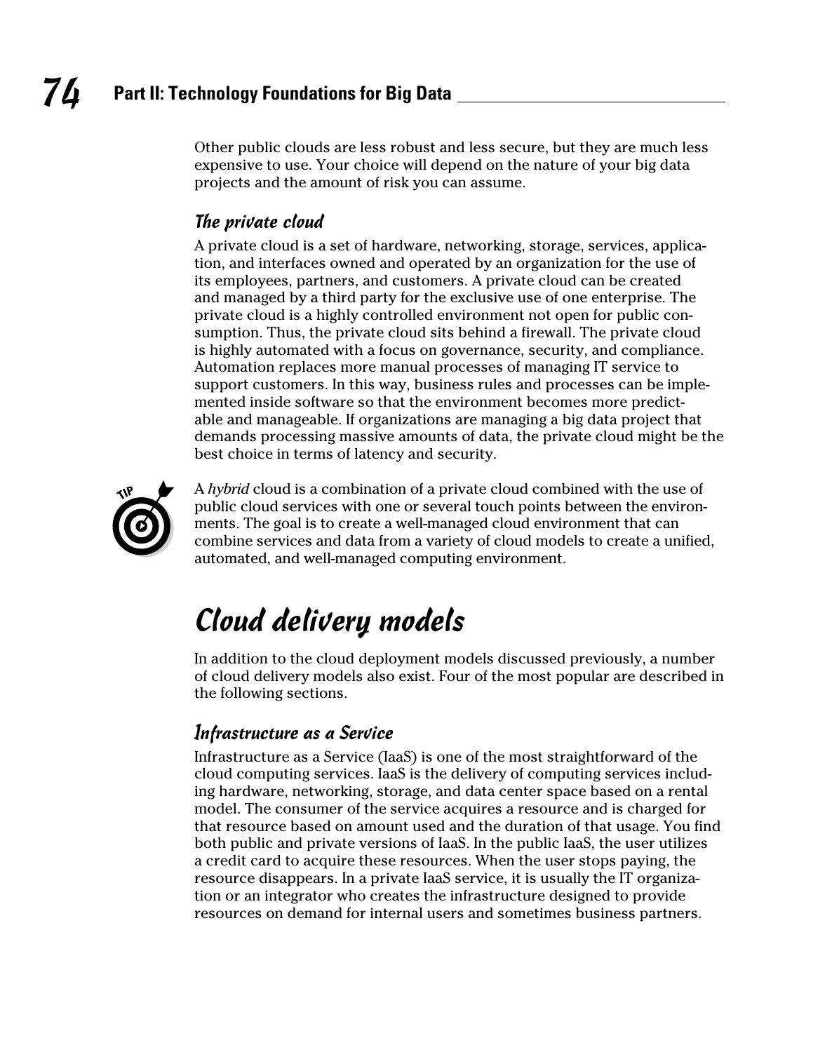Other public clouds are less robust and less secure, but they are much less expensive to use. Your choice will depend on the nature of your big data projects and the amount of risk you can assume.

### The private cloud

A private cloud is a set of hardware, networking, storage, services, application, and interfaces owned and operated by an organization for the use of its employees, partners, and customers. A private cloud can be created and managed by a third party for the exclusive use of one enterprise. The private cloud is a highly controlled environment not open for public consumption. Thus, the private cloud sits behind a firewall. The private cloud is highly automated with a focus on governance, security, and compliance. Automation replaces more manual processes of managing IT service to support customers. In this way, business rules and processes can be implemented inside software so that the environment becomes more predictable and manageable. If organizations are managing a big data project that demands processing massive amounts of data, the private cloud might be the best choice in terms of latency and security.

TIP: A *hybrid* cloud is a combination of a private cloud combined with the use of public cloud services with one or several touch points between the environments. The goal is to create a well-managed cloud environment that can combine services and data from a variety of cloud models to create a unified, automated, and well-managed computing environment.

## Cloud delivery models

In addition to the cloud deployment models discussed previously, a number of cloud delivery models also exist. Four of the most popular are described in the following sections.

### Infrastructure as a Service

Infrastructure as a Service (IaaS) is one of the most straightforward of the cloud computing services. IaaS is the delivery of computing services including hardware, networking, storage, and data center space based on a rental model. The consumer of the service acquires a resource and is charged for that resource based on amount used and the duration of that usage. You find both public and private versions of IaaS. In the public IaaS, the user utilizes a credit card to acquire these resources. When the user stops paying, the resource disappears. In a private IaaS service, it is usually the IT organization or an integrator who creates the infrastructure designed to provide resources on demand for internal users and sometimes business partners.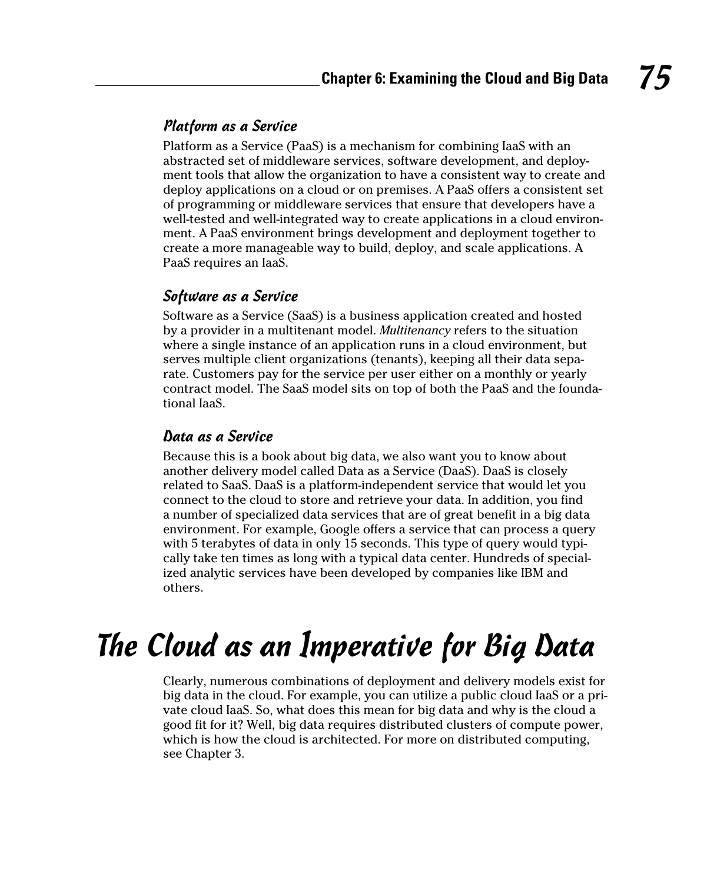### Platform as a Service

Platform as a Service (PaaS) is a mechanism for combining IaaS with an abstracted set of middleware services, software development, and deployment tools that allow the organization to have a consistent way to create and deploy applications on a cloud or on premises. A PaaS offers a consistent set of programming or middleware services that ensure that developers have a well-tested and well-integrated way to create applications in a cloud environment. A PaaS environment brings development and deployment together to create a more manageable way to build, deploy, and scale applications. A PaaS requires an IaaS.

### Software as a Service

Software as a Service (SaaS) is a business application created and hosted by a provider in a multitenant model. *Multitenancy* refers to the situation where a single instance of an application runs in a cloud environment, but serves multiple client organizations (tenants), keeping all their data separate. Customers pay for the service per user either on a monthly or yearly contract model. The SaaS model sits on top of both the PaaS and the foundational IaaS.

### Data as a Service

Because this is a book about big data, we also want you to know about another delivery model called Data as a Service (DaaS). DaaS is closely related to SaaS. DaaS is a platform-independent service that would let you connect to the cloud to store and retrieve your data. In addition, you find a number of specialized data services that are of great benefit in a big data environment. For example, Google offers a service that can process a query with 5 terabytes of data in only 15 seconds. This type of query would typically take ten times as long with a typical data center. Hundreds of specialized analytic services have been developed by companies like IBM and others.

## The Cloud as an Imperative for Big Data

Clearly, numerous combinations of deployment and delivery models exist for big data in the cloud. For example, you can utilize a public cloud IaaS or a private cloud IaaS. So, what does this mean for big data and why is the cloud a good fit for it? Well, big data requires distributed clusters of compute power, which is how the cloud is architected. For more on distributed computing, see Chapter 3.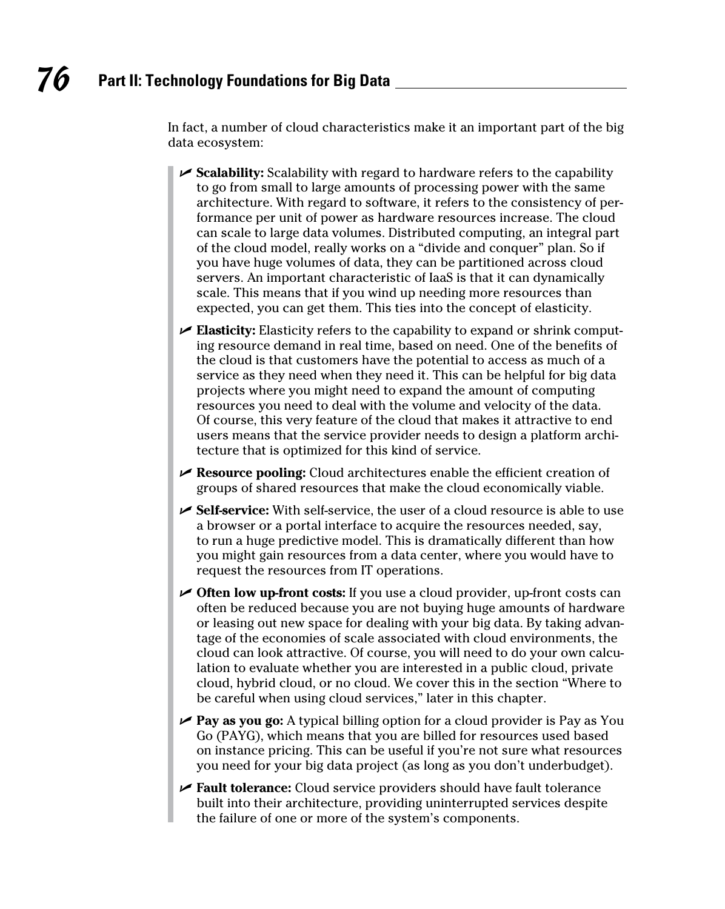In fact, a number of cloud characteristics make it an important part of the big data ecosystem:

- **Scalability:** Scalability with regard to hardware refers to the capability to go from small to large amounts of processing power with the same architecture. With regard to software, it refers to the consistency of performance per unit of power as hardware resources increase. The cloud can scale to large data volumes. Distributed computing, an integral part of the cloud model, really works on a "divide and conquer" plan. So if you have huge volumes of data, they can be partitioned across cloud servers. An important characteristic of IaaS is that it can dynamically scale. This means that if you wind up needing more resources than expected, you can get them. This ties into the concept of elasticity.
- **Elasticity:** Elasticity refers to the capability to expand or shrink computing resource demand in real time, based on need. One of the benefits of the cloud is that customers have the potential to access as much of a service as they need when they need it. This can be helpful for big data projects where you might need to expand the amount of computing resources you need to deal with the volume and velocity of the data. Of course, this very feature of the cloud that makes it attractive to end users means that the service provider needs to design a platform architecture that is optimized for this kind of service.
- **Resource pooling:** Cloud architectures enable the efficient creation of groups of shared resources that make the cloud economically viable.
- **Self-service:** With self-service, the user of a cloud resource is able to use a browser or a portal interface to acquire the resources needed, say, to run a huge predictive model. This is dramatically different than how you might gain resources from a data center, where you would have to request the resources from IT operations.
- **Often low up-front costs:** If you use a cloud provider, up-front costs can often be reduced because you are not buying huge amounts of hardware or leasing out new space for dealing with your big data. By taking advantage of the economies of scale associated with cloud environments, the cloud can look attractive. Of course, you will need to do your own calculation to evaluate whether you are interested in a public cloud, private cloud, hybrid cloud, or no cloud. We cover this in the section "Where to be careful when using cloud services," later in this chapter.
- **Pay as you go:** A typical billing option for a cloud provider is Pay as You Go (PAYG), which means that you are billed for resources used based on instance pricing. This can be useful if you're not sure what resources you need for your big data project (as long as you don't underbudget).
- **Fault tolerance:** Cloud service providers should have fault tolerance built into their architecture, providing uninterrupted services despite the failure of one or more of the system's components.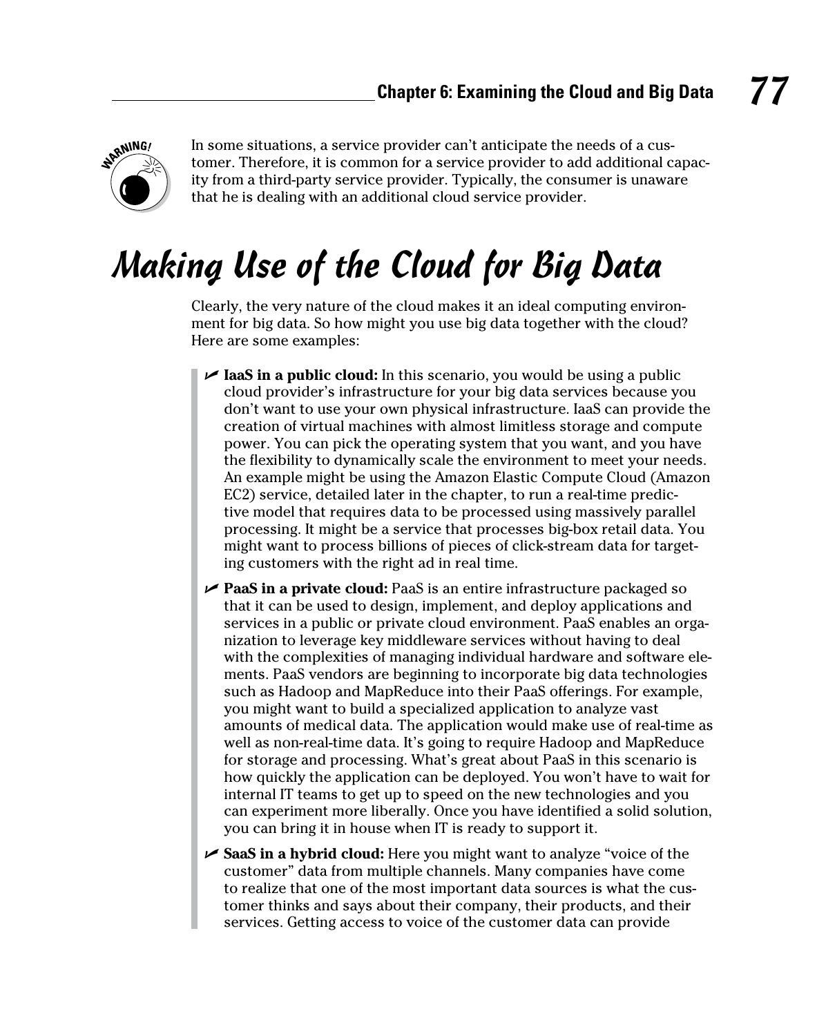In some situations, a service provider can't anticipate the needs of a customer. Therefore, it is common for a service provider to add additional capacity from a third-party service provider. Typically, the consumer is unaware that he is dealing with an additional cloud service provider.

# Making Use of the Cloud for Big Data

Clearly, the very nature of the cloud makes it an ideal computing environment for big data. So how might you use big data together with the cloud? Here are some examples:

- **IaaS in a public cloud:** In this scenario, you would be using a public cloud provider's infrastructure for your big data services because you don't want to use your own physical infrastructure. IaaS can provide the creation of virtual machines with almost limitless storage and compute power. You can pick the operating system that you want, and you have the flexibility to dynamically scale the environment to meet your needs. An example might be using the Amazon Elastic Compute Cloud (Amazon EC2) service, detailed later in the chapter, to run a real-time predictive model that requires data to be processed using massively parallel processing. It might be a service that processes big-box retail data. You might want to process billions of pieces of click-stream data for targeting customers with the right ad in real time.
- **PaaS in a private cloud:** PaaS is an entire infrastructure packaged so that it can be used to design, implement, and deploy applications and services in a public or private cloud environment. PaaS enables an organization to leverage key middleware services without having to deal with the complexities of managing individual hardware and software elements. PaaS vendors are beginning to incorporate big data technologies such as Hadoop and MapReduce into their PaaS offerings. For example, you might want to build a specialized application to analyze vast amounts of medical data. The application would make use of real-time as well as non-real-time data. It's going to require Hadoop and MapReduce for storage and processing. What's great about PaaS in this scenario is how quickly the application can be deployed. You won't have to wait for internal IT teams to get up to speed on the new technologies and you can experiment more liberally. Once you have identified a solid solution, you can bring it in house when IT is ready to support it.
- **SaaS in a hybrid cloud:** Here you might want to analyze "voice of the customer" data from multiple channels. Many companies have come to realize that one of the most important data sources is what the customer thinks and says about their company, their products, and their services. Getting access to voice of the customer data can provide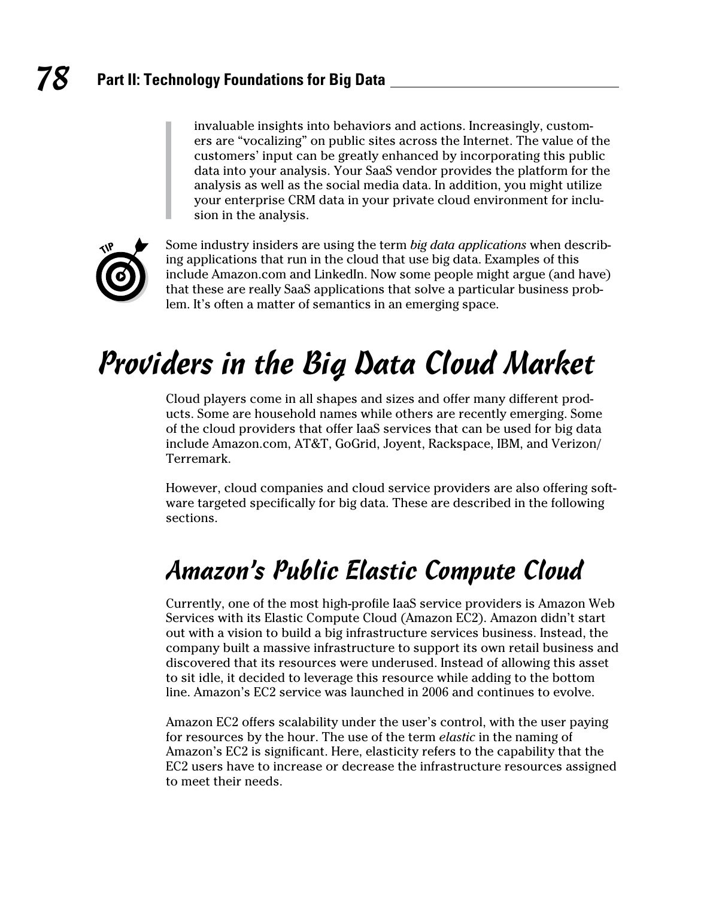> invaluable insights into behaviors and actions. Increasingly, customers are "vocalizing" on public sites across the Internet. The value of the customers' input can be greatly enhanced by incorporating this public data into your analysis. Your SaaS vendor provides the platform for the analysis as well as the social media data. In addition, you might utilize your enterprise CRM data in your private cloud environment for inclusion in the analysis.

**TIP:** Some industry insiders are using the term *big data applications* when describing applications that run in the cloud that use big data. Examples of this include Amazon.com and LinkedIn. Now some people might argue (and have) that these are really SaaS applications that solve a particular business problem. It's often a matter of semantics in an emerging space.

# Providers in the Big Data Cloud Market

Cloud players come in all shapes and sizes and offer many different products. Some are household names while others are recently emerging. Some of the cloud providers that offer IaaS services that can be used for big data include Amazon.com, AT&T, GoGrid, Joyent, Rackspace, IBM, and Verizon/Terremark.

However, cloud companies and cloud service providers are also offering software targeted specifically for big data. These are described in the following sections.

## Amazon's Public Elastic Compute Cloud

Currently, one of the most high-profile IaaS service providers is Amazon Web Services with its Elastic Compute Cloud (Amazon EC2). Amazon didn't start out with a vision to build a big infrastructure services business. Instead, the company built a massive infrastructure to support its own retail business and discovered that its resources were underused. Instead of allowing this asset to sit idle, it decided to leverage this resource while adding to the bottom line. Amazon's EC2 service was launched in 2006 and continues to evolve.

Amazon EC2 offers scalability under the user's control, with the user paying for resources by the hour. The use of the term *elastic* in the naming of Amazon's EC2 is significant. Here, elasticity refers to the capability that the EC2 users have to increase or decrease the infrastructure resources assigned to meet their needs.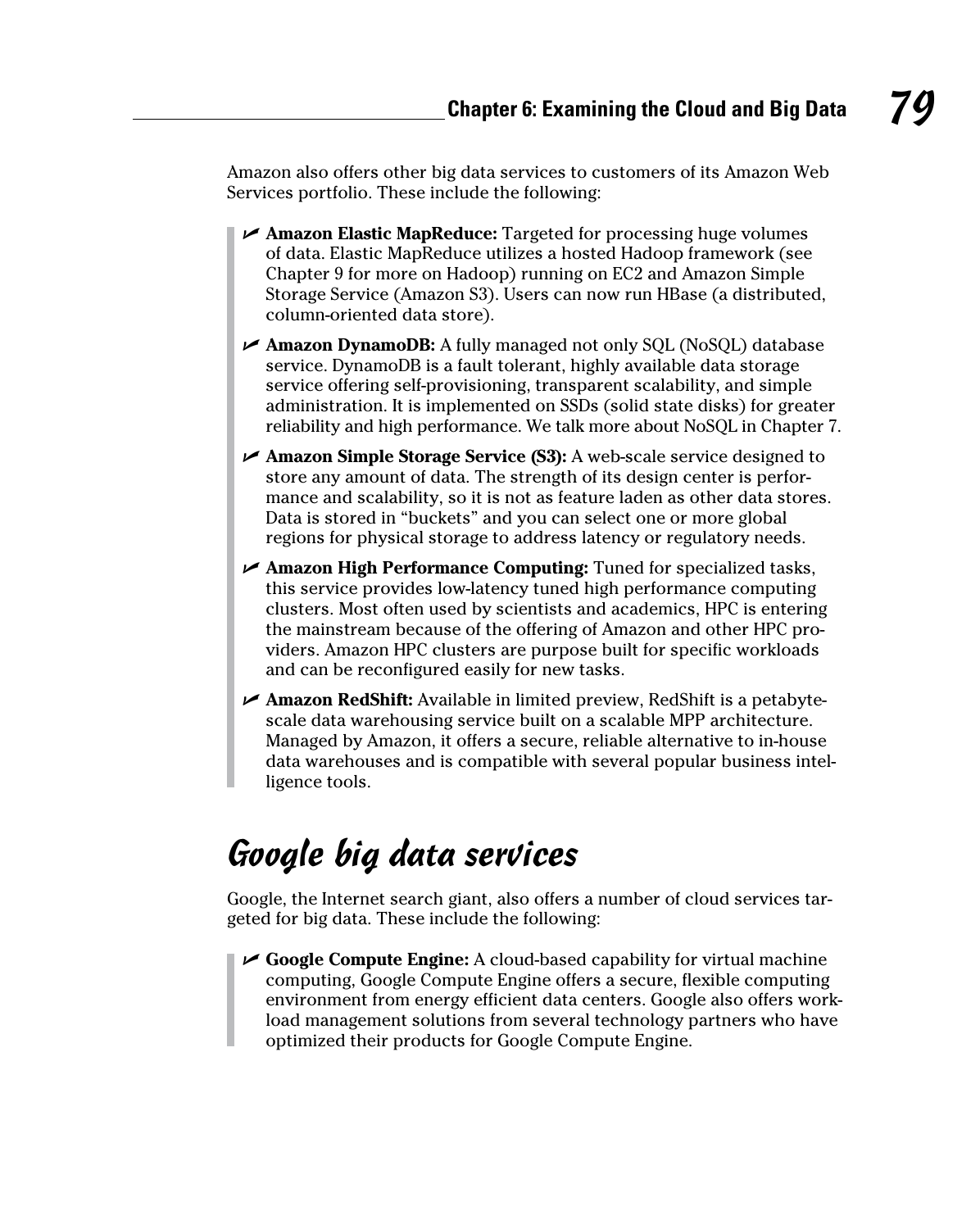Amazon also offers other big data services to customers of its Amazon Web Services portfolio. These include the following:

- **Amazon Elastic MapReduce:** Targeted for processing huge volumes of data. Elastic MapReduce utilizes a hosted Hadoop framework (see Chapter 9 for more on Hadoop) running on EC2 and Amazon Simple Storage Service (Amazon S3). Users can now run HBase (a distributed, column-oriented data store).
- **Amazon DynamoDB:** A fully managed not only SQL (NoSQL) database service. DynamoDB is a fault tolerant, highly available data storage service offering self-provisioning, transparent scalability, and simple administration. It is implemented on SSDs (solid state disks) for greater reliability and high performance. We talk more about NoSQL in Chapter 7.
- **Amazon Simple Storage Service (S3):** A web-scale service designed to store any amount of data. The strength of its design center is performance and scalability, so it is not as feature laden as other data stores. Data is stored in "buckets" and you can select one or more global regions for physical storage to address latency or regulatory needs.
- **Amazon High Performance Computing:** Tuned for specialized tasks, this service provides low-latency tuned high performance computing clusters. Most often used by scientists and academics, HPC is entering the mainstream because of the offering of Amazon and other HPC providers. Amazon HPC clusters are purpose built for specific workloads and can be reconfigured easily for new tasks.
- **Amazon RedShift:** Available in limited preview, RedShift is a petabyte-scale data warehousing service built on a scalable MPP architecture. Managed by Amazon, it offers a secure, reliable alternative to in-house data warehouses and is compatible with several popular business intelligence tools.

## Google big data services

Google, the Internet search giant, also offers a number of cloud services targeted for big data. These include the following:

- **Google Compute Engine:** A cloud-based capability for virtual machine computing, Google Compute Engine offers a secure, flexible computing environment from energy efficient data centers. Google also offers workload management solutions from several technology partners who have optimized their products for Google Compute Engine.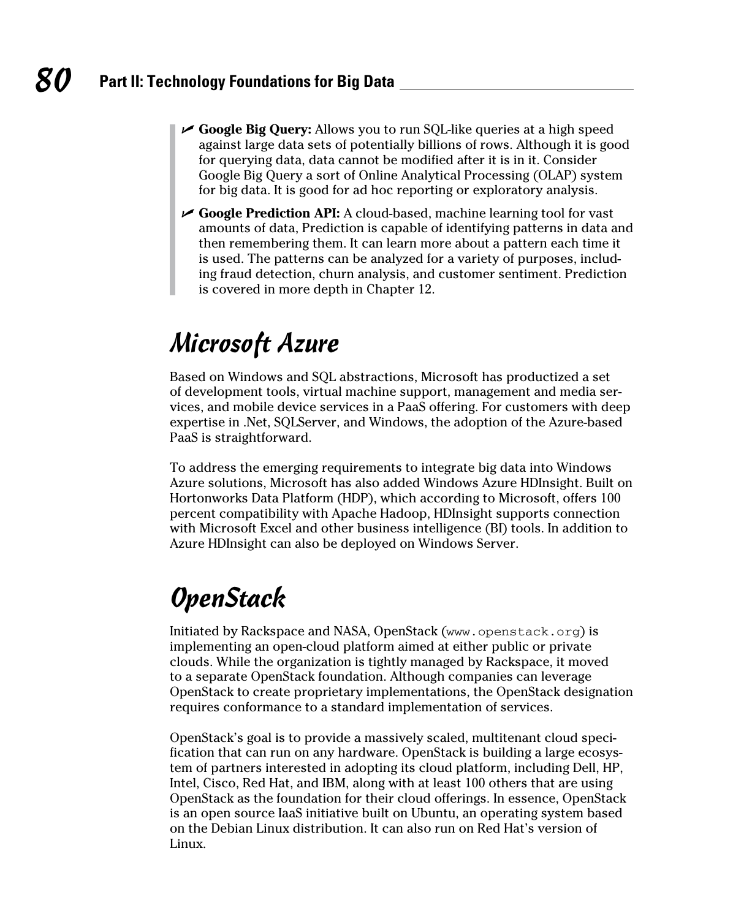- **Google Big Query:** Allows you to run SQL-like queries at a high speed against large data sets of potentially billions of rows. Although it is good for querying data, data cannot be modified after it is in it. Consider Google Big Query a sort of Online Analytical Processing (OLAP) system for big data. It is good for ad hoc reporting or exploratory analysis.
- **Google Prediction API:** A cloud-based, machine learning tool for vast amounts of data, Prediction is capable of identifying patterns in data and then remembering them. It can learn more about a pattern each time it is used. The patterns can be analyzed for a variety of purposes, including fraud detection, churn analysis, and customer sentiment. Prediction is covered in more depth in Chapter 12.

## Microsoft Azure

Based on Windows and SQL abstractions, Microsoft has productized a set of development tools, virtual machine support, management and media services, and mobile device services in a PaaS offering. For customers with deep expertise in .Net, SQLServer, and Windows, the adoption of the Azure-based PaaS is straightforward.

To address the emerging requirements to integrate big data into Windows Azure solutions, Microsoft has also added Windows Azure HDInsight. Built on Hortonworks Data Platform (HDP), which according to Microsoft, offers 100 percent compatibility with Apache Hadoop, HDInsight supports connection with Microsoft Excel and other business intelligence (BI) tools. In addition to Azure HDInsight can also be deployed on Windows Server.

## OpenStack

Initiated by Rackspace and NASA, OpenStack (`www.openstack.org`) is implementing an open-cloud platform aimed at either public or private clouds. While the organization is tightly managed by Rackspace, it moved to a separate OpenStack foundation. Although companies can leverage OpenStack to create proprietary implementations, the OpenStack designation requires conformance to a standard implementation of services.

OpenStack's goal is to provide a massively scaled, multitenant cloud specification that can run on any hardware. OpenStack is building a large ecosystem of partners interested in adopting its cloud platform, including Dell, HP, Intel, Cisco, Red Hat, and IBM, along with at least 100 others that are using OpenStack as the foundation for their cloud offerings. In essence, OpenStack is an open source IaaS initiative built on Ubuntu, an operating system based on the Debian Linux distribution. It can also run on Red Hat's version of Linux.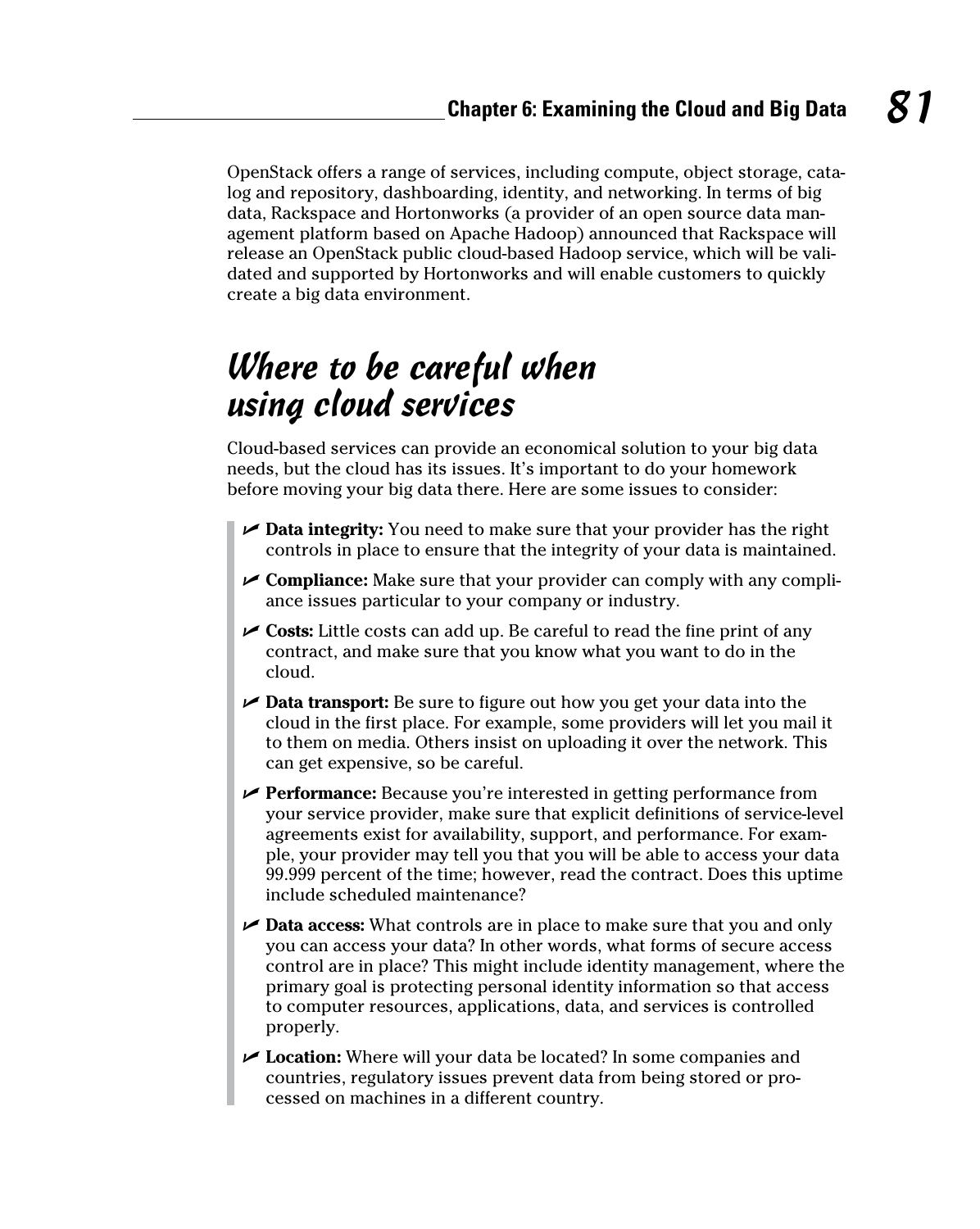OpenStack offers a range of services, including compute, object storage, catalog and repository, dashboarding, identity, and networking. In terms of big data, Rackspace and Hortonworks (a provider of an open source data management platform based on Apache Hadoop) announced that Rackspace will release an OpenStack public cloud-based Hadoop service, which will be validated and supported by Hortonworks and will enable customers to quickly create a big data environment.

## Where to be careful when using cloud services

Cloud-based services can provide an economical solution to your big data needs, but the cloud has its issues. It's important to do your homework before moving your big data there. Here are some issues to consider:

- **Data integrity:** You need to make sure that your provider has the right controls in place to ensure that the integrity of your data is maintained.
- **Compliance:** Make sure that your provider can comply with any compliance issues particular to your company or industry.
- **Costs:** Little costs can add up. Be careful to read the fine print of any contract, and make sure that you know what you want to do in the cloud.
- **Data transport:** Be sure to figure out how you get your data into the cloud in the first place. For example, some providers will let you mail it to them on media. Others insist on uploading it over the network. This can get expensive, so be careful.
- **Performance:** Because you're interested in getting performance from your service provider, make sure that explicit definitions of service-level agreements exist for availability, support, and performance. For example, your provider may tell you that you will be able to access your data 99.999 percent of the time; however, read the contract. Does this uptime include scheduled maintenance?
- **Data access:** What controls are in place to make sure that you and only you can access your data? In other words, what forms of secure access control are in place? This might include identity management, where the primary goal is protecting personal identity information so that access to computer resources, applications, data, and services is controlled properly.
- **Location:** Where will your data be located? In some companies and countries, regulatory issues prevent data from being stored or processed on machines in a different country.